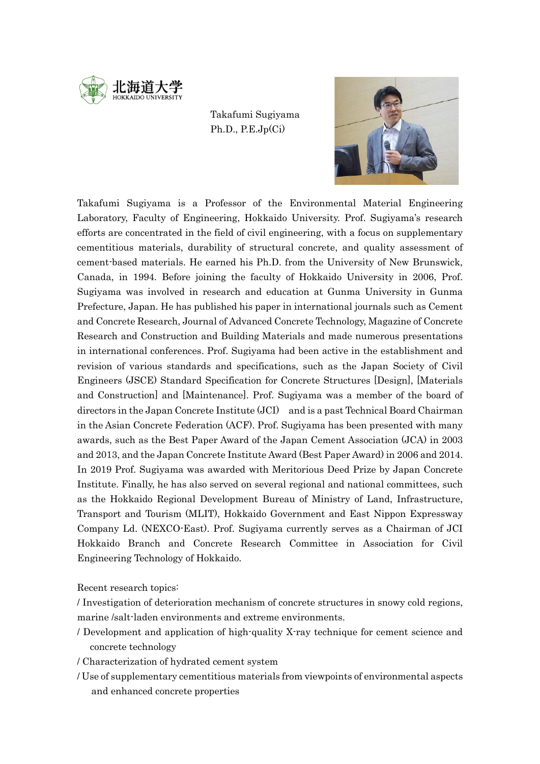北海道大学
HOKKAIDO UNIVERSITY

Takafumi Sugiyama
Ph.D., P.E.Jp(Ci)

Takafumi Sugiyama is a Professor of the Environmental Material Engineering Laboratory, Faculty of Engineering, Hokkaido University. Prof. Sugiyama's research efforts are concentrated in the field of civil engineering, with a focus on supplementary cementitious materials, durability of structural concrete, and quality assessment of cement-based materials. He earned his Ph.D. from the University of New Brunswick, Canada, in 1994. Before joining the faculty of Hokkaido University in 2006, Prof. Sugiyama was involved in research and education at Gunma University in Gunma Prefecture, Japan. He has published his paper in international journals such as Cement and Concrete Research, Journal of Advanced Concrete Technology, Magazine of Concrete Research and Construction and Building Materials and made numerous presentations in international conferences. Prof. Sugiyama had been active in the establishment and revision of various standards and specifications, such as the Japan Society of Civil Engineers (JSCE) Standard Specification for Concrete Structures [Design], [Materials and Construction] and [Maintenance]. Prof. Sugiyama was a member of the board of directors in the Japan Concrete Institute (JCI) and is a past Technical Board Chairman in the Asian Concrete Federation (ACF). Prof. Sugiyama has been presented with many awards, such as the Best Paper Award of the Japan Cement Association (JCA) in 2003 and 2013, and the Japan Concrete Institute Award (Best Paper Award) in 2006 and 2014. In 2019 Prof. Sugiyama was awarded with Meritorious Deed Prize by Japan Concrete Institute. Finally, he has also served on several regional and national committees, such as the Hokkaido Regional Development Bureau of Ministry of Land, Infrastructure, Transport and Tourism (MLIT), Hokkaido Government and East Nippon Expressway Company Ld. (NEXCO-East). Prof. Sugiyama currently serves as a Chairman of JCI Hokkaido Branch and Concrete Research Committee in Association for Civil Engineering Technology of Hokkaido.

Recent research topics:

/ Investigation of deterioration mechanism of concrete structures in snowy cold regions, marine /salt-laden environments and extreme environments.

/ Development and application of high-quality X-ray technique for cement science and concrete technology

/ Characterization of hydrated cement system

/ Use of supplementary cementitious materials from viewpoints of environmental aspects and enhanced concrete properties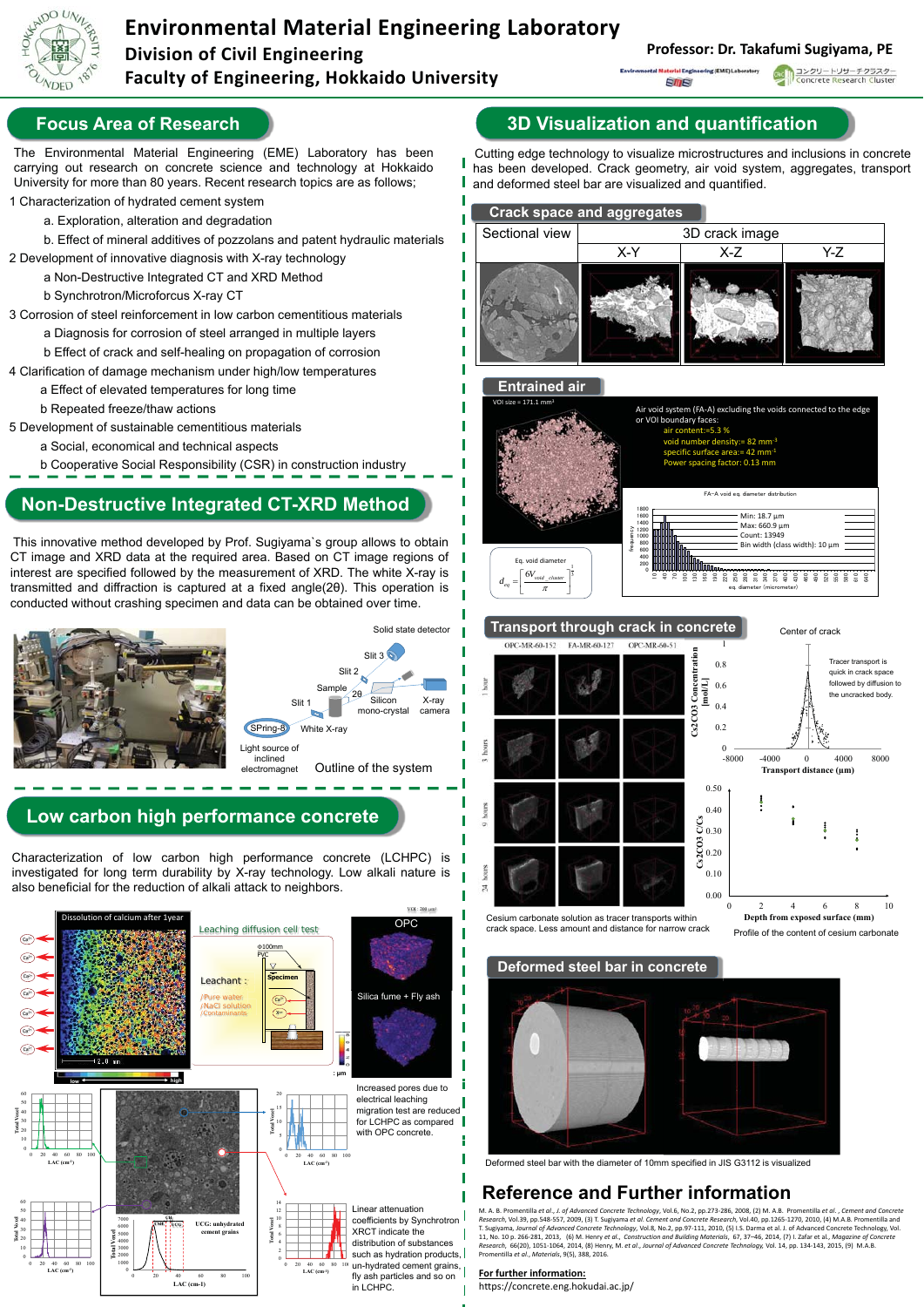# Environmental Material Engineering Laboratory

## Division of Civil Engineering

## Faculty of Engineering, Hokkaido University

**Professor: Dr. Takafumi Sugiyama, PE**

## Focus Area of Research

The Environmental Material Engineering (EME) Laboratory has been carrying out research on concrete science and technology at Hokkaido University for more than 80 years. Recent research topics are as follows;

1 Characterization of hydrated cement system
- a. Exploration, alteration and degradation
- b. Effect of mineral additives of pozzolans and patent hydraulic materials

2 Development of innovative diagnosis with X-ray technology
- a Non-Destructive Integrated CT and XRD Method
- b Synchrotron/Microforcus X-ray CT

3 Corrosion of steel reinforcement in low carbon cementitious materials
- a Diagnosis for corrosion of steel arranged in multiple layers
- b Effect of crack and self-healing on propagation of corrosion

4 Clarification of damage mechanism under high/low temperatures
- a Effect of elevated temperatures for long time
- b Repeated freeze/thaw actions

5 Development of sustainable cementitious materials
- a Social, economical and technical aspects
- b Cooperative Social Responsibility (CSR) in construction industry

## Non-Destructive Integrated CT-XRD Method

This innovative method developed by Prof. Sugiyama`s group allows to obtain CT image and XRD data at the required area. Based on CT image regions of interest are specified followed by the measurement of XRD. The white X-ray is transmitted and diffraction is captured at a fixed angle(2θ). This operation is conducted without crashing specimen and data can be obtained over time.

Solid state detector
Slit 3
Slit 2
Sample
2θ
Slit 1
Silicon mono-crystal
X-ray camera
SPring-8
White X-ray
Light source of inclined electromagnet

Outline of the system

## Low carbon high performance concrete

Characterization of low carbon high performance concrete (LCHPC) is investigated for long term durability by X-ray technology. Low alkali nature is also beneficial for the reduction of alkali attack to neighbors.

Dissolution of calcium after 1year

Leaching diffusion cell test

Leachant : /Pure water /NaCl solution /Contaminants

Φ100mm PVC Specimen

OPC

Silica fume + Fly ash

Increased pores due to electrical leaching migration test are reduced for LCHPC as compared with OPC concrete.

UCG: unhydrated cement grains

Linear attenuation coefficients by Synchrotron XRCT indicate the distribution of substances such as hydration products, un-hydrated cement grains, fly ash particles and so on in LCHPC.

## 3D Visualization and quantification

Cutting edge technology to visualize microstructures and inclusions in concrete has been developed. Crack geometry, air void system, aggregates, transport and deformed steel bar are visualized and quantified.

### Crack space and aggregates

| Sectional view | 3D crack image | | |
|---|---|---|---|
| | X-Y | X-Z | Y-Z |

### Entrained air

VOI size = 171.1 mm³

Air void system (FA-A) excluding the voids connected to the edge or VOI boundary faces:
- air content:=5.3 %
- void number density:= 82 mm⁻¹
- specific surface area:= 42 mm⁻¹
- Power spacing factor: 0.13 mm

FA-A void eq. diameter distribution

Min: 18.7 µm
Max: 660.9 µm
Count: 13949
Bin width (class width): 10 µm

Eq. void diameter

$$d_{eq} = \left[\frac{6V_{void\_cluster}}{\pi}\right]^{\frac{1}{3}}$$

### Transport through crack in concrete

OPC-MR-60-152, FA-MR-60-127, OPC-MR-60-53

1 hour, 3 hours, 6 hours, 24 hours

Center of crack

Tracer transport is quick in crack space followed by diffusion to the uncracked body.

Cesium carbonate solution as tracer transports within crack space. Less amount and distance for narrow crack

Profile of the content of cesium carbonate

### Deformed steel bar in concrete

Deformed steel bar with the diameter of 10mm specified in JIS G3112 is visualized

## Reference and Further information

M. A. B. Promentilla *et al., J. of Advanced Concrete Technology*, Vol.6, No.2, pp.273-286, 2008, (2) M. A.B. Promentilla *et al.*, *Cement and Concrete Research*, Vol.39, pp.548-557, 2009, (3) T. Sugiyama *et al. Cement and Concrete Research*, Vol.40, pp.1265-1270, 2010, (4) M.A.B. Promentilla and T. Sugiyama, *Journal of Advanced Concrete Technology*, Vol.8, No.2, pp.97-111, 2010, (5) I.S. Darma et al. J. of Advanced Concrete Technology, Vol. 11, No. 10 p. 266-281, 2013, (6) M. Henry *et al.*, *Construction and Building Materials*, 67, 37–46, 2014, (7) I. Zafar et al., *Magazine of Concrete Research*, 66(20), 1051-1064, 2014, (8) Henry, M. *et al.*, *Journal of Advanced Concrete Technology*, Vol. 14, pp. 134-143, 2015, (9) M.A.B. Promentilla *et al.*, *Materials*, 9(5), 388, 2016.

**For further information:**
https://concrete.eng.hokudai.ac.jp/